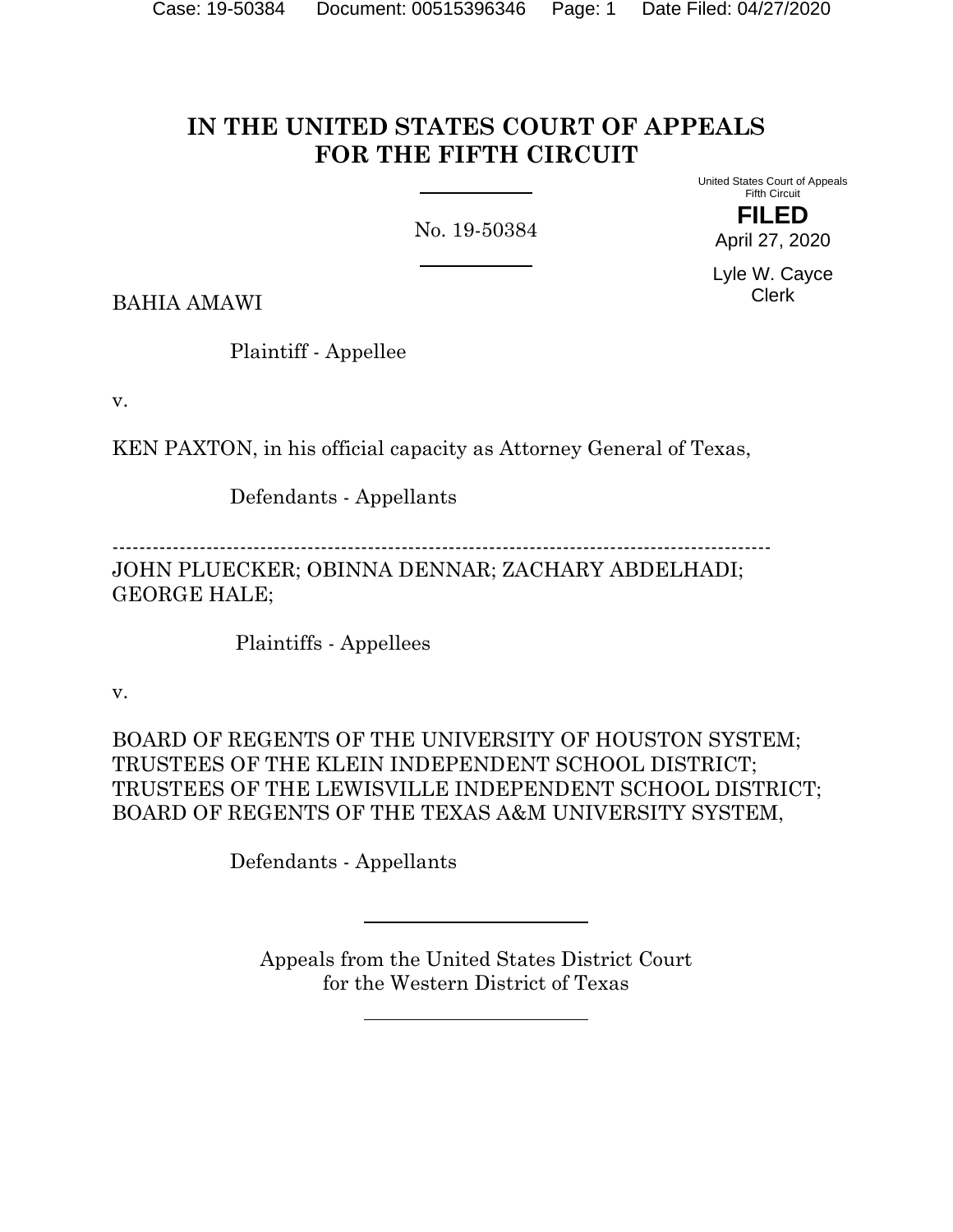# IN THE UNITED STATES COURT OF APPEALS FOR THE FIFTH CIRCUIT

No. 19-50384

United States Court of Appeals
Fifth Circuit

**FILED**

April 27, 2020

Lyle W. Cayce
Clerk

BAHIA AMAWI

Plaintiff - Appellee

v.

KEN PAXTON, in his official capacity as Attorney General of Texas,

Defendants - Appellants

---

JOHN PLUECKER; OBINNA DENNAR; ZACHARY ABDELHADI; GEORGE HALE;

Plaintiffs - Appellees

v.

BOARD OF REGENTS OF THE UNIVERSITY OF HOUSTON SYSTEM; TRUSTEES OF THE KLEIN INDEPENDENT SCHOOL DISTRICT; TRUSTEES OF THE LEWISVILLE INDEPENDENT SCHOOL DISTRICT; BOARD OF REGENTS OF THE TEXAS A&M UNIVERSITY SYSTEM,

Defendants - Appellants

Appeals from the United States District Court for the Western District of Texas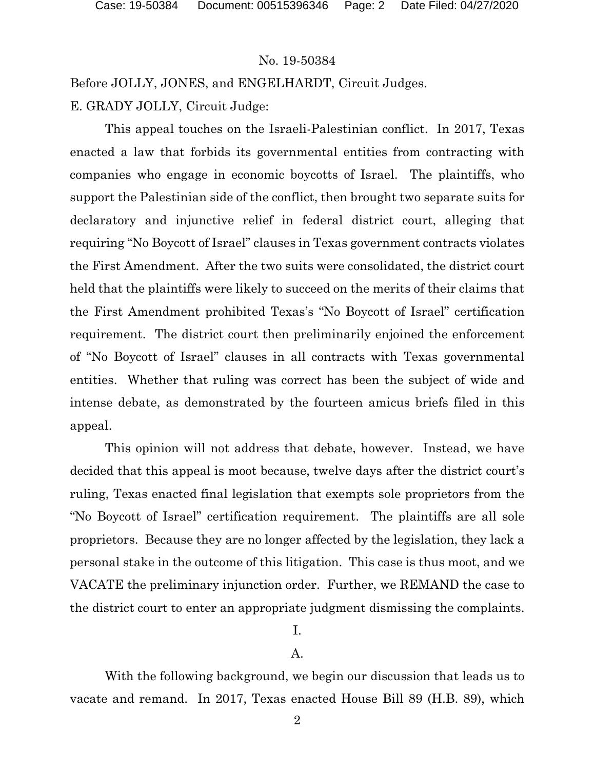No. 19-50384

Before JOLLY, JONES, and ENGELHARDT, Circuit Judges.

E. GRADY JOLLY, Circuit Judge:

This appeal touches on the Israeli-Palestinian conflict. In 2017, Texas enacted a law that forbids its governmental entities from contracting with companies who engage in economic boycotts of Israel. The plaintiffs, who support the Palestinian side of the conflict, then brought two separate suits for declaratory and injunctive relief in federal district court, alleging that requiring "No Boycott of Israel" clauses in Texas government contracts violates the First Amendment. After the two suits were consolidated, the district court held that the plaintiffs were likely to succeed on the merits of their claims that the First Amendment prohibited Texas's "No Boycott of Israel" certification requirement. The district court then preliminarily enjoined the enforcement of "No Boycott of Israel" clauses in all contracts with Texas governmental entities. Whether that ruling was correct has been the subject of wide and intense debate, as demonstrated by the fourteen amicus briefs filed in this appeal.

This opinion will not address that debate, however. Instead, we have decided that this appeal is moot because, twelve days after the district court's ruling, Texas enacted final legislation that exempts sole proprietors from the "No Boycott of Israel" certification requirement. The plaintiffs are all sole proprietors. Because they are no longer affected by the legislation, they lack a personal stake in the outcome of this litigation. This case is thus moot, and we VACATE the preliminary injunction order. Further, we REMAND the case to the district court to enter an appropriate judgment dismissing the complaints.

## I.

### A.

With the following background, we begin our discussion that leads us to vacate and remand. In 2017, Texas enacted House Bill 89 (H.B. 89), which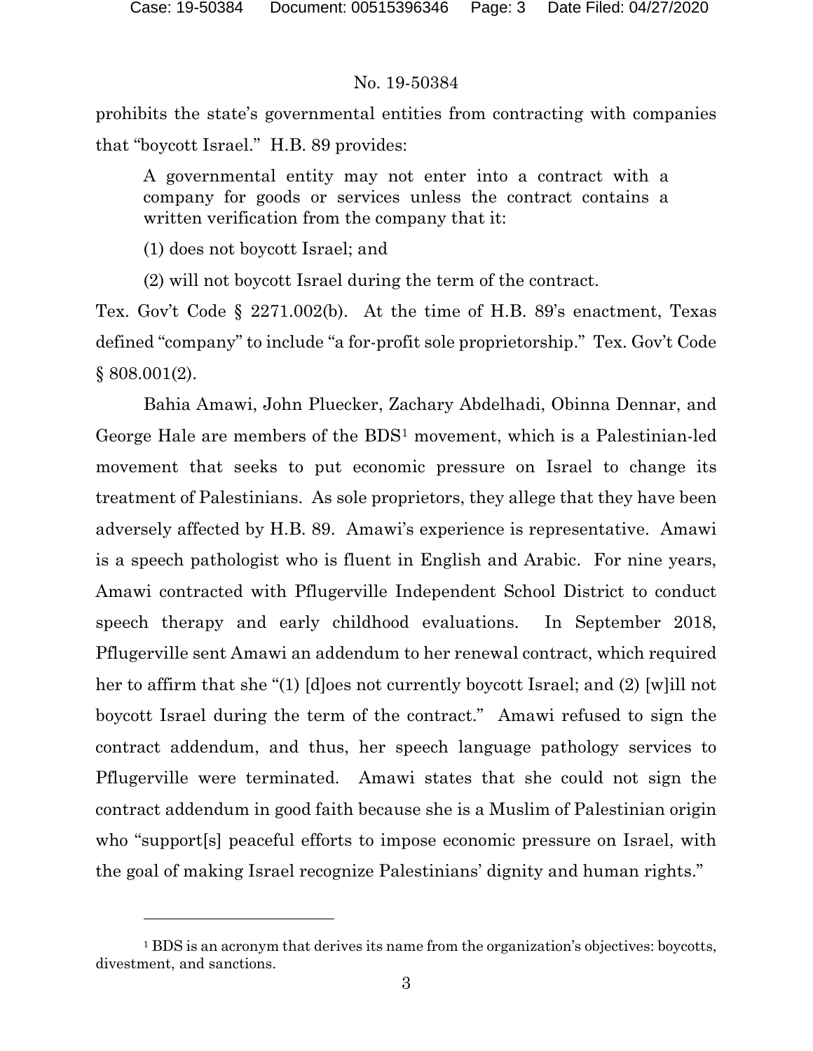prohibits the state's governmental entities from contracting with companies that "boycott Israel." H.B. 89 provides:

> A governmental entity may not enter into a contract with a company for goods or services unless the contract contains a written verification from the company that it:
>
> (1) does not boycott Israel; and
>
> (2) will not boycott Israel during the term of the contract.

Tex. Gov't Code § 2271.002(b). At the time of H.B. 89's enactment, Texas defined "company" to include "a for-profit sole proprietorship." Tex. Gov't Code § 808.001(2).

Bahia Amawi, John Pluecker, Zachary Abdelhadi, Obinna Dennar, and George Hale are members of the BDS[1] movement, which is a Palestinian-led movement that seeks to put economic pressure on Israel to change its treatment of Palestinians. As sole proprietors, they allege that they have been adversely affected by H.B. 89. Amawi's experience is representative. Amawi is a speech pathologist who is fluent in English and Arabic. For nine years, Amawi contracted with Pflugerville Independent School District to conduct speech therapy and early childhood evaluations. In September 2018, Pflugerville sent Amawi an addendum to her renewal contract, which required her to affirm that she "(1) [d]oes not currently boycott Israel; and (2) [w]ill not boycott Israel during the term of the contract." Amawi refused to sign the contract addendum, and thus, her speech language pathology services to Pflugerville were terminated. Amawi states that she could not sign the contract addendum in good faith because she is a Muslim of Palestinian origin who "support[s] peaceful efforts to impose economic pressure on Israel, with the goal of making Israel recognize Palestinians' dignity and human rights."

---

[1] BDS is an acronym that derives its name from the organization's objectives: boycotts, divestment, and sanctions.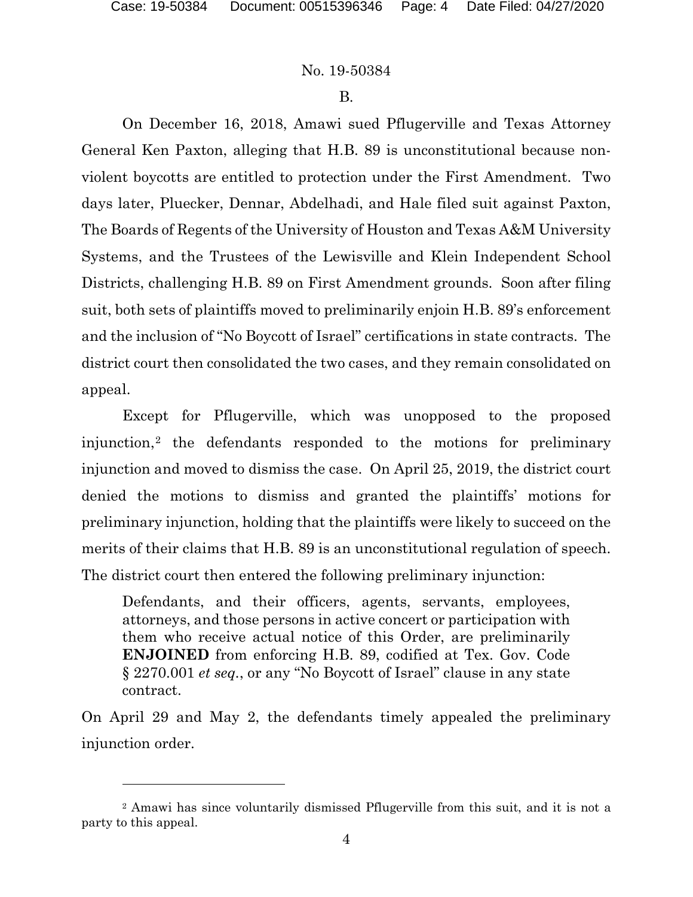B.

On December 16, 2018, Amawi sued Pflugerville and Texas Attorney General Ken Paxton, alleging that H.B. 89 is unconstitutional because non-violent boycotts are entitled to protection under the First Amendment. Two days later, Pluecker, Dennar, Abdelhadi, and Hale filed suit against Paxton, The Boards of Regents of the University of Houston and Texas A&M University Systems, and the Trustees of the Lewisville and Klein Independent School Districts, challenging H.B. 89 on First Amendment grounds. Soon after filing suit, both sets of plaintiffs moved to preliminarily enjoin H.B. 89's enforcement and the inclusion of "No Boycott of Israel" certifications in state contracts. The district court then consolidated the two cases, and they remain consolidated on appeal.

Except for Pflugerville, which was unopposed to the proposed injunction,[2] the defendants responded to the motions for preliminary injunction and moved to dismiss the case. On April 25, 2019, the district court denied the motions to dismiss and granted the plaintiffs' motions for preliminary injunction, holding that the plaintiffs were likely to succeed on the merits of their claims that H.B. 89 is an unconstitutional regulation of speech. The district court then entered the following preliminary injunction:

> Defendants, and their officers, agents, servants, employees, attorneys, and those persons in active concert or participation with them who receive actual notice of this Order, are preliminarily **ENJOINED** from enforcing H.B. 89, codified at Tex. Gov. Code § 2270.001 *et seq.*, or any "No Boycott of Israel" clause in any state contract.

On April 29 and May 2, the defendants timely appealed the preliminary injunction order.

---

[2] Amawi has since voluntarily dismissed Pflugerville from this suit, and it is not a party to this appeal.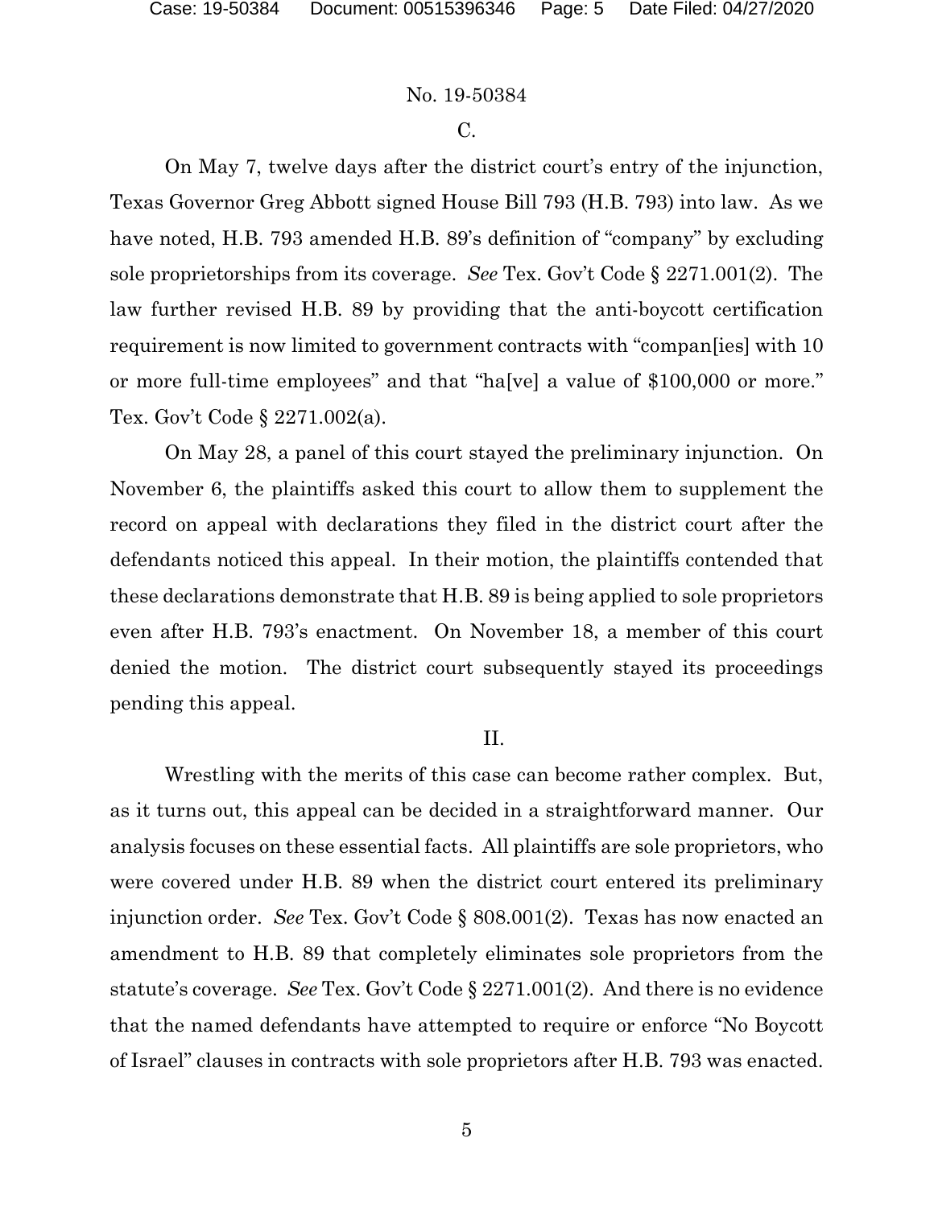C.

On May 7, twelve days after the district court's entry of the injunction, Texas Governor Greg Abbott signed House Bill 793 (H.B. 793) into law. As we have noted, H.B. 793 amended H.B. 89's definition of "company" by excluding sole proprietorships from its coverage. *See* Tex. Gov't Code § 2271.001(2). The law further revised H.B. 89 by providing that the anti-boycott certification requirement is now limited to government contracts with "compan[ies] with 10 or more full-time employees" and that "ha[ve] a value of $100,000 or more." Tex. Gov't Code § 2271.002(a).

On May 28, a panel of this court stayed the preliminary injunction. On November 6, the plaintiffs asked this court to allow them to supplement the record on appeal with declarations they filed in the district court after the defendants noticed this appeal. In their motion, the plaintiffs contended that these declarations demonstrate that H.B. 89 is being applied to sole proprietors even after H.B. 793's enactment. On November 18, a member of this court denied the motion. The district court subsequently stayed its proceedings pending this appeal.

II.

Wrestling with the merits of this case can become rather complex. But, as it turns out, this appeal can be decided in a straightforward manner. Our analysis focuses on these essential facts. All plaintiffs are sole proprietors, who were covered under H.B. 89 when the district court entered its preliminary injunction order. *See* Tex. Gov't Code § 808.001(2). Texas has now enacted an amendment to H.B. 89 that completely eliminates sole proprietors from the statute's coverage. *See* Tex. Gov't Code § 2271.001(2). And there is no evidence that the named defendants have attempted to require or enforce "No Boycott of Israel" clauses in contracts with sole proprietors after H.B. 793 was enacted.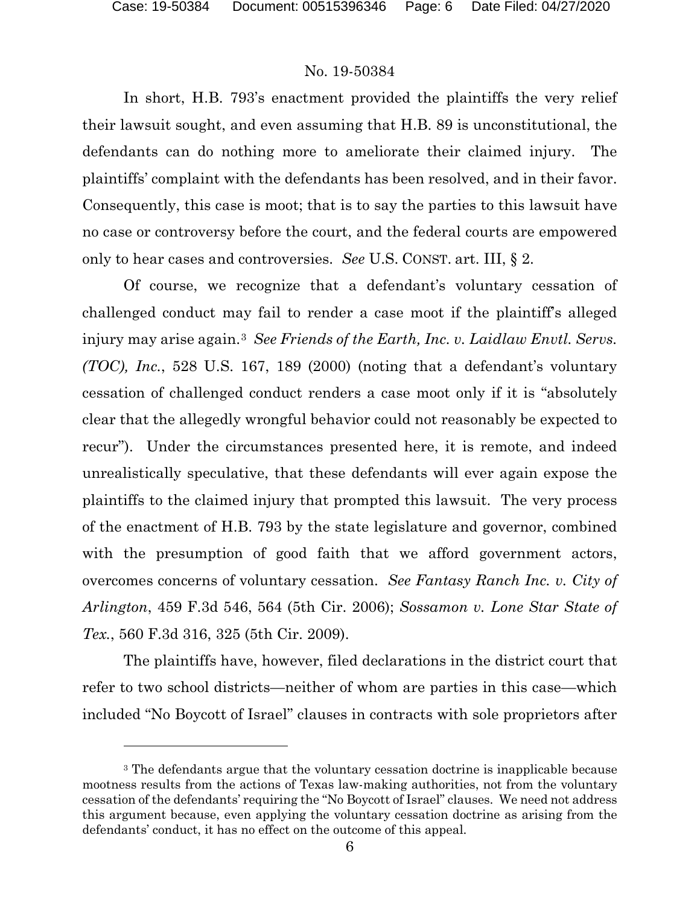In short, H.B. 793's enactment provided the plaintiffs the very relief their lawsuit sought, and even assuming that H.B. 89 is unconstitutional, the defendants can do nothing more to ameliorate their claimed injury. The plaintiffs' complaint with the defendants has been resolved, and in their favor. Consequently, this case is moot; that is to say the parties to this lawsuit have no case or controversy before the court, and the federal courts are empowered only to hear cases and controversies. *See* U.S. CONST. art. III, § 2.

Of course, we recognize that a defendant's voluntary cessation of challenged conduct may fail to render a case moot if the plaintiff's alleged injury may arise again.[3] *See Friends of the Earth, Inc. v. Laidlaw Envtl. Servs. (TOC), Inc.*, 528 U.S. 167, 189 (2000) (noting that a defendant's voluntary cessation of challenged conduct renders a case moot only if it is "absolutely clear that the allegedly wrongful behavior could not reasonably be expected to recur"). Under the circumstances presented here, it is remote, and indeed unrealistically speculative, that these defendants will ever again expose the plaintiffs to the claimed injury that prompted this lawsuit. The very process of the enactment of H.B. 793 by the state legislature and governor, combined with the presumption of good faith that we afford government actors, overcomes concerns of voluntary cessation. *See Fantasy Ranch Inc. v. City of Arlington*, 459 F.3d 546, 564 (5th Cir. 2006); *Sossamon v. Lone Star State of Tex.*, 560 F.3d 316, 325 (5th Cir. 2009).

The plaintiffs have, however, filed declarations in the district court that refer to two school districts—neither of whom are parties in this case—which included "No Boycott of Israel" clauses in contracts with sole proprietors after

[3] The defendants argue that the voluntary cessation doctrine is inapplicable because mootness results from the actions of Texas law-making authorities, not from the voluntary cessation of the defendants' requiring the "No Boycott of Israel" clauses. We need not address this argument because, even applying the voluntary cessation doctrine as arising from the defendants' conduct, it has no effect on the outcome of this appeal.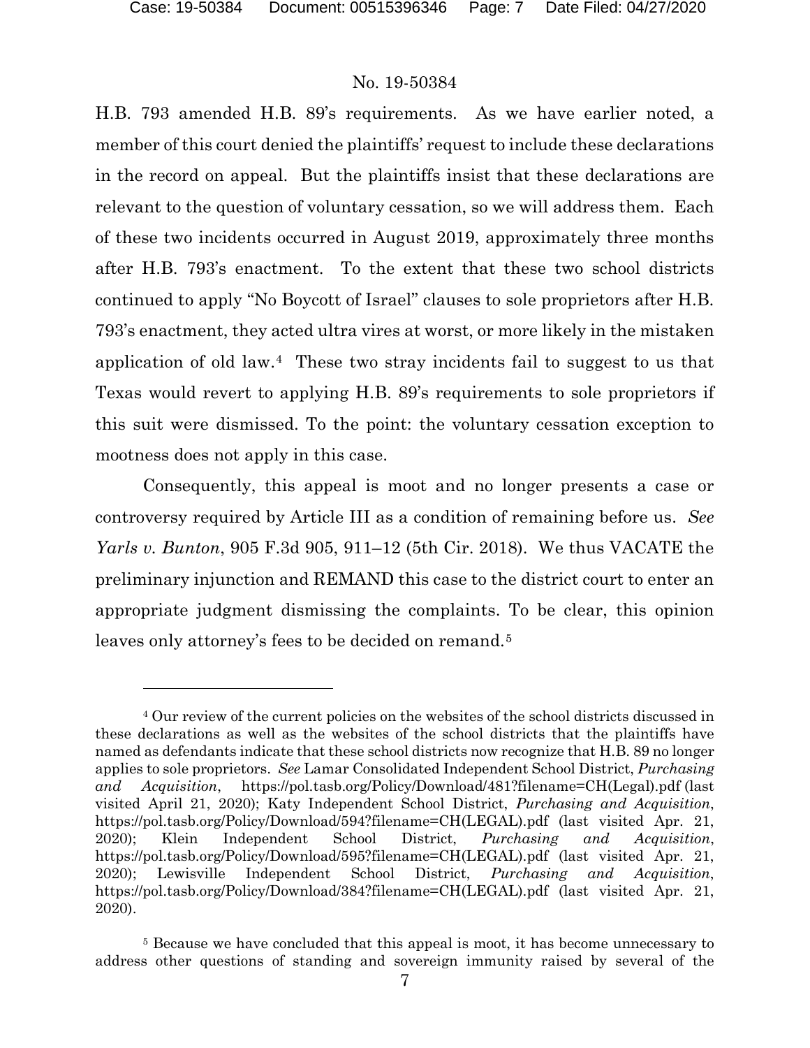H.B. 793 amended H.B. 89's requirements. As we have earlier noted, a member of this court denied the plaintiffs' request to include these declarations in the record on appeal. But the plaintiffs insist that these declarations are relevant to the question of voluntary cessation, so we will address them. Each of these two incidents occurred in August 2019, approximately three months after H.B. 793's enactment. To the extent that these two school districts continued to apply "No Boycott of Israel" clauses to sole proprietors after H.B. 793's enactment, they acted ultra vires at worst, or more likely in the mistaken application of old law.[4] These two stray incidents fail to suggest to us that Texas would revert to applying H.B. 89's requirements to sole proprietors if this suit were dismissed. To the point: the voluntary cessation exception to mootness does not apply in this case.

Consequently, this appeal is moot and no longer presents a case or controversy required by Article III as a condition of remaining before us. *See Yarls v. Bunton*, 905 F.3d 905, 911–12 (5th Cir. 2018). We thus VACATE the preliminary injunction and REMAND this case to the district court to enter an appropriate judgment dismissing the complaints. To be clear, this opinion leaves only attorney's fees to be decided on remand.[5]

---

[4] Our review of the current policies on the websites of the school districts discussed in these declarations as well as the websites of the school districts that the plaintiffs have named as defendants indicate that these school districts now recognize that H.B. 89 no longer applies to sole proprietors. *See* Lamar Consolidated Independent School District, *Purchasing and Acquisition*, https://pol.tasb.org/Policy/Download/481?filename=CH(Legal).pdf (last visited April 21, 2020); Katy Independent School District, *Purchasing and Acquisition*, https://pol.tasb.org/Policy/Download/594?filename=CH(LEGAL).pdf (last visited Apr. 21, 2020); Klein Independent School District, *Purchasing and Acquisition*, https://pol.tasb.org/Policy/Download/595?filename=CH(LEGAL).pdf (last visited Apr. 21, 2020); Lewisville Independent School District, *Purchasing and Acquisition*, https://pol.tasb.org/Policy/Download/384?filename=CH(LEGAL).pdf (last visited Apr. 21, 2020).

[5] Because we have concluded that this appeal is moot, it has become unnecessary to address other questions of standing and sovereign immunity raised by several of the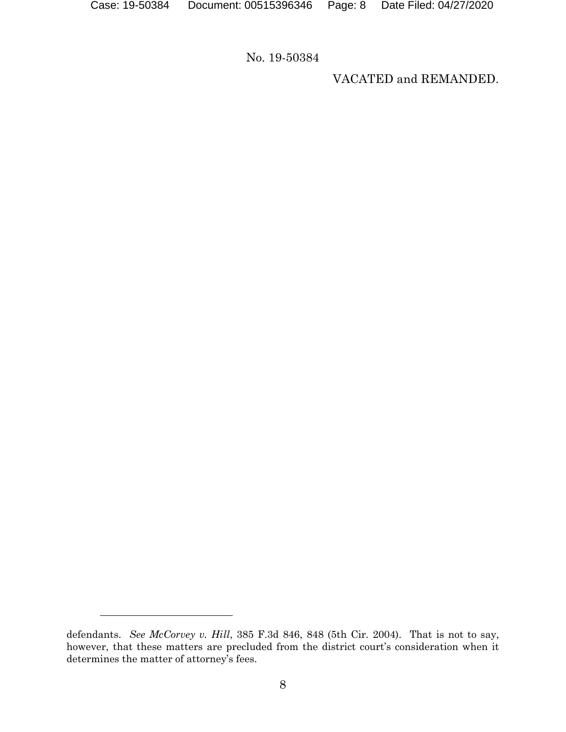VACATED and REMANDED.

---

defendants. *See McCorvey v. Hill*, 385 F.3d 846, 848 (5th Cir. 2004). That is not to say, however, that these matters are precluded from the district court's consideration when it determines the matter of attorney's fees.